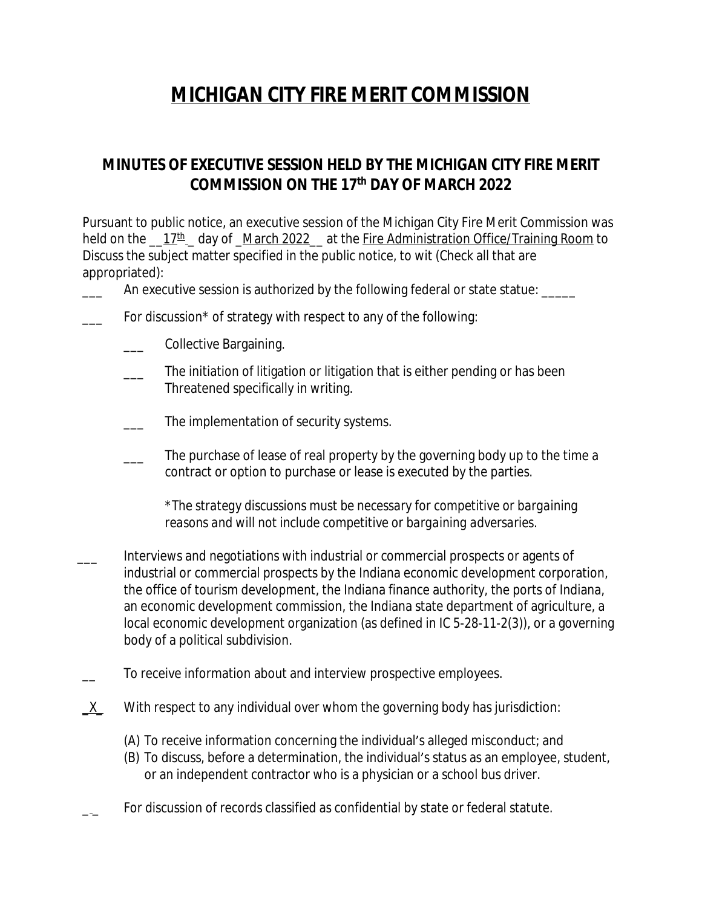# MICHIGAN CITY FIRE MERIT COMMISSION

## MINUTES OF EXECUTIVE SESSION HELD BY THE MICHIGAN CITY FIRE MERIT COMMISSION ON THE 17th DAY OF MARCH 2022

Pursuant to public notice, an executive session of the Michigan City Fire Merit Commission was held on the __17th_ day of _March 2022__ at the Fire Administration Office/Training Room to Discuss the subject matter specified in the public notice, to wit (Check all that are appropriated):

___ An executive session is authorized by the following federal or state statue: _____

___ For discussion* of strategy with respect to any of the following:

- ___ Collective Bargaining.
- ___ The initiation of litigation or litigation that is either pending or has been Threatened specifically in writing.
- ___ The implementation of security systems.
- ___ The purchase of lease of real property by the governing body up to the time a contract or option to purchase or lease is executed by the parties.

*\*The strategy discussions must be necessary for competitive or bargaining reasons and will not include competitive or bargaining adversaries.*

___ Interviews and negotiations with industrial or commercial prospects or agents of industrial or commercial prospects by the Indiana economic development corporation, the office of tourism development, the Indiana finance authority, the ports of Indiana, an economic development commission, the Indiana state department of agriculture, a local economic development organization (as defined in IC 5-28-11-2(3)), or a governing body of a political subdivision.

__ To receive information about and interview prospective employees.

_X_ With respect to any individual over whom the governing body has jurisdiction:

(A) To receive information concerning the individual's alleged misconduct; and
(B) To discuss, before a determination, the individual's status as an employee, student, or an independent contractor who is a physician or a school bus driver.

_-_ For discussion of records classified as confidential by state or federal statute.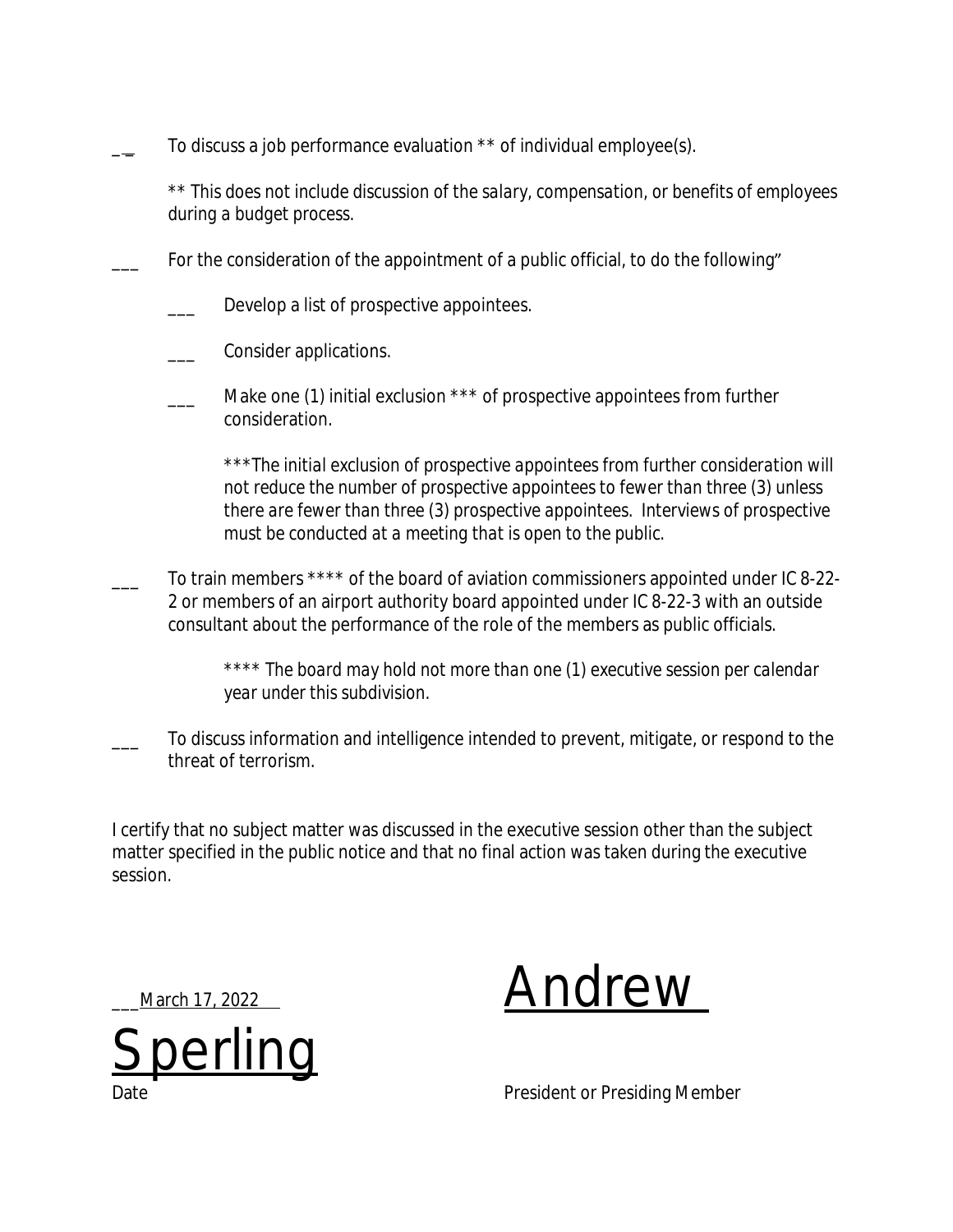\_\_ To discuss a job performance evaluation ** of individual employee(s).

*** This does not include discussion of the salary, compensation, or benefits of employees during a budget process.*

\_\_\_ For the consideration of the appointment of a public official, to do the following"

- \_\_\_ Develop a list of prospective appointees.
- \_\_\_ Consider applications.
- \_\_\_ Make one (1) initial exclusion *** of prospective appointees from further consideration.

  *\*\*\*The initial exclusion of prospective appointees from further consideration will not reduce the number of prospective appointees to fewer than three (3) unless there are fewer than three (3) prospective appointees. Interviews of prospective must be conducted at a meeting that is open to the public.*

\_\_\_ To train members **** of the board of aviation commissioners appointed under IC 8-22-2 or members of an airport authority board appointed under IC 8-22-3 with an outside consultant about the performance of the role of the members as public officials.

*\*\*\*\* The board may hold not more than one (1) executive session per calendar year under this subdivision.*

\_\_\_ To discuss information and intelligence intended to prevent, mitigate, or respond to the threat of terrorism.

I certify that no subject matter was discussed in the executive session other than the subject matter specified in the public notice and that no final action was taken during the executive session.

\_\_\_March 17, 2022

Andrew Sperling

Date

President or Presiding Member